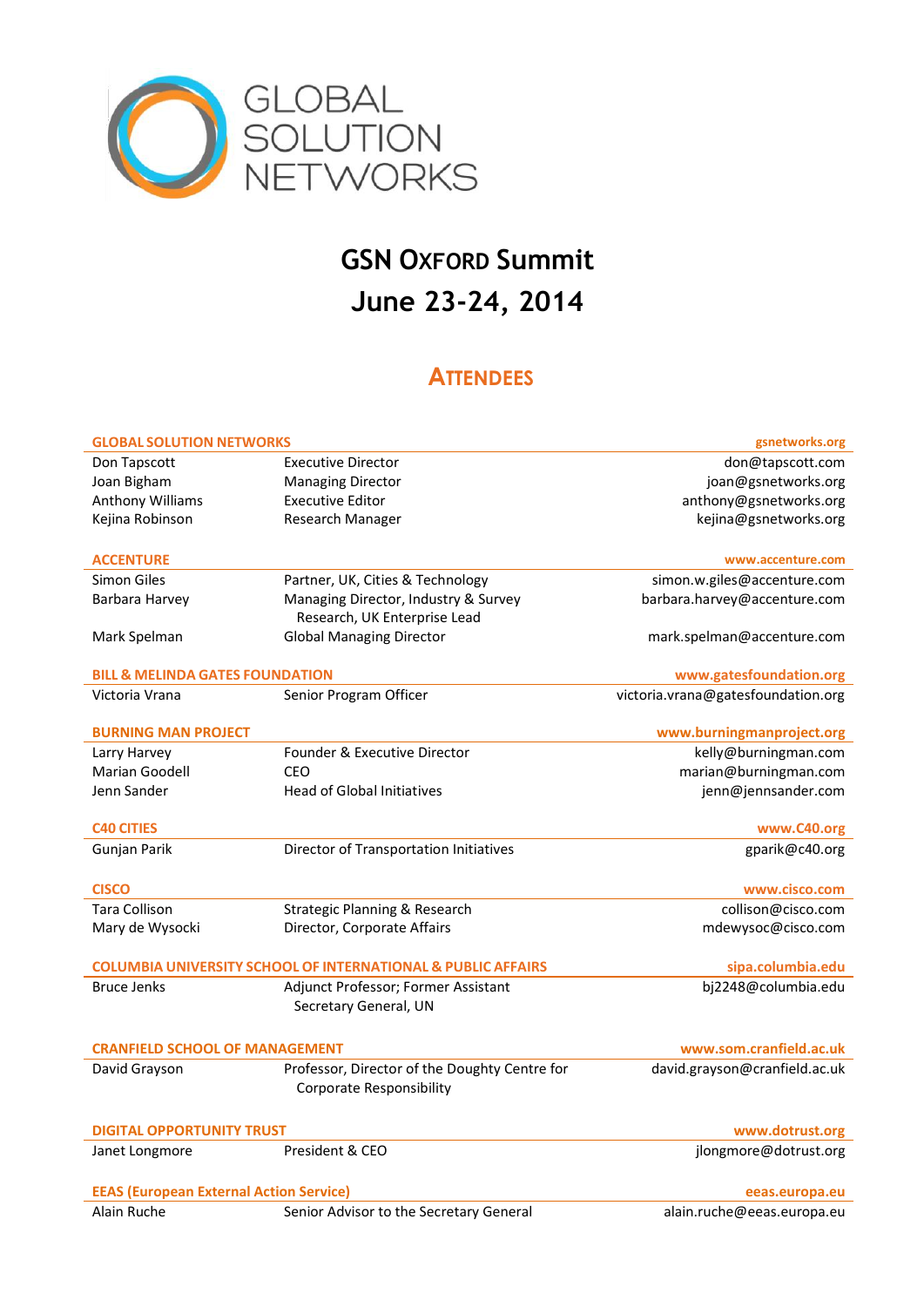GLOBAL SOLUTION NETWORKS

# GSN OXFORD Summit
# June 23-24, 2014

## ATTENDEES

### GLOBAL SOLUTION NETWORKS — gsnetworks.org

| Name | Title | Email |
|---|---|---|
| Don Tapscott | Executive Director | don@tapscott.com |
| Joan Bigham | Managing Director | joan@gsnetworks.org |
| Anthony Williams | Executive Editor | anthony@gsnetworks.org |
| Kejina Robinson | Research Manager | kejina@gsnetworks.org |

### ACCENTURE — www.accenture.com

| Name | Title | Email |
|---|---|---|
| Simon Giles | Partner, UK, Cities & Technology | simon.w.giles@accenture.com |
| Barbara Harvey | Managing Director, Industry & Survey Research, UK Enterprise Lead | barbara.harvey@accenture.com |
| Mark Spelman | Global Managing Director | mark.spelman@accenture.com |

### BILL & MELINDA GATES FOUNDATION — www.gatesfoundation.org

| Name | Title | Email |
|---|---|---|
| Victoria Vrana | Senior Program Officer | victoria.vrana@gatesfoundation.org |

### BURNING MAN PROJECT — www.burningmanproject.org

| Name | Title | Email |
|---|---|---|
| Larry Harvey | Founder & Executive Director | kelly@burningman.com |
| Marian Goodell | CEO | marian@burningman.com |
| Jenn Sander | Head of Global Initiatives | jenn@jennsander.com |

### C40 CITIES — www.C40.org

| Name | Title | Email |
|---|---|---|
| Gunjan Parik | Director of Transportation Initiatives | gparik@c40.org |

### CISCO — www.cisco.com

| Name | Title | Email |
|---|---|---|
| Tara Collison | Strategic Planning & Research | collison@cisco.com |
| Mary de Wysocki | Director, Corporate Affairs | mdewysoc@cisco.com |

### COLUMBIA UNIVERSITY SCHOOL OF INTERNATIONAL & PUBLIC AFFAIRS — sipa.columbia.edu

| Name | Title | Email |
|---|---|---|
| Bruce Jenks | Adjunct Professor; Former Assistant Secretary General, UN | bj2248@columbia.edu |

### CRANFIELD SCHOOL OF MANAGEMENT — www.som.cranfield.ac.uk

| Name | Title | Email |
|---|---|---|
| David Grayson | Professor, Director of the Doughty Centre for Corporate Responsibility | david.grayson@cranfield.ac.uk |

### DIGITAL OPPORTUNITY TRUST — www.dotrust.org

| Name | Title | Email |
|---|---|---|
| Janet Longmore | President & CEO | jlongmore@dotrust.org |

### EEAS (European External Action Service) — eeas.europa.eu

| Name | Title | Email |
|---|---|---|
| Alain Ruche | Senior Advisor to the Secretary General | alain.ruche@eeas.europa.eu |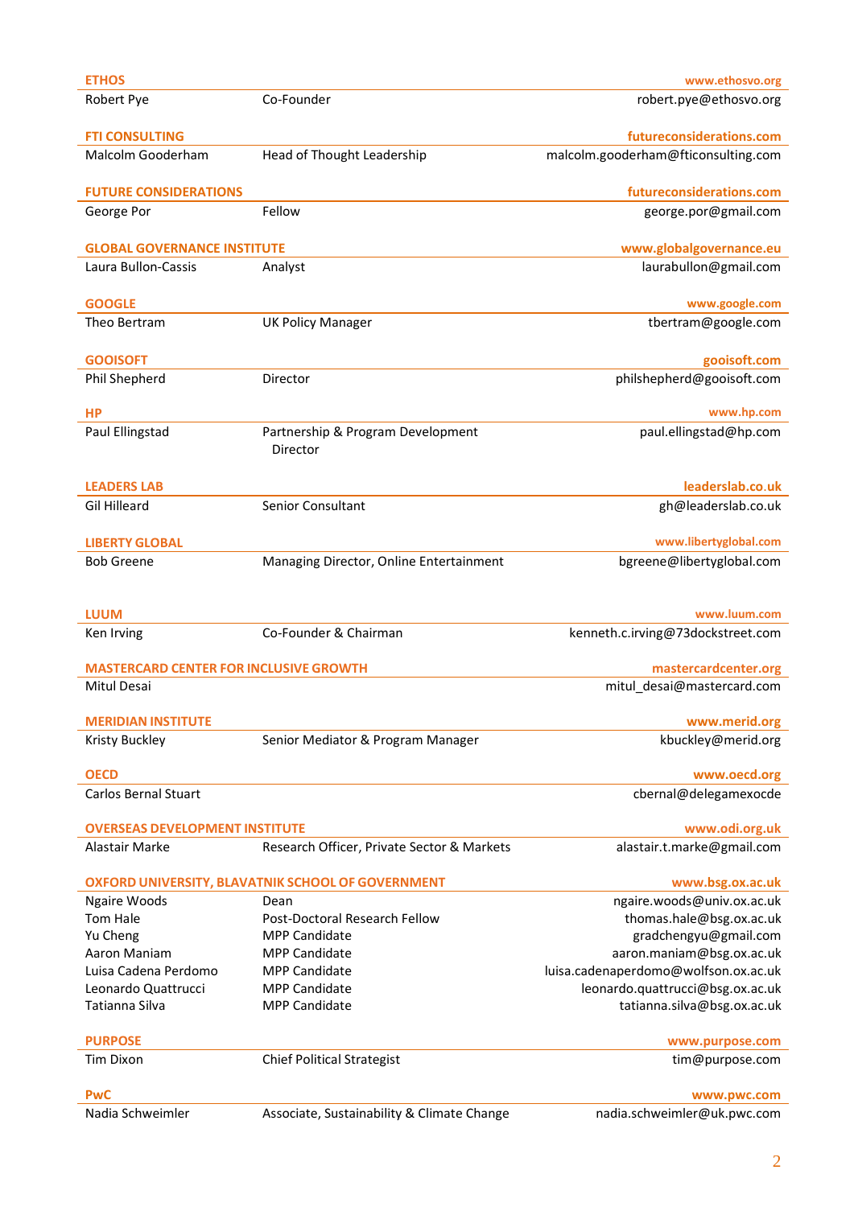| **ETHOS** | | **www.ethosvo.org** |
|---|---|---|
| Robert Pye | Co-Founder | robert.pye@ethosvo.org |

| **FTI CONSULTING** | | **futureconsiderations.com** |
|---|---|---|
| Malcolm Gooderham | Head of Thought Leadership | malcolm.gooderham@fticonsulting.com |

| **FUTURE CONSIDERATIONS** | | **futureconsiderations.com** |
|---|---|---|
| George Por | Fellow | george.por@gmail.com |

| **GLOBAL GOVERNANCE INSTITUTE** | | **www.globalgovernance.eu** |
|---|---|---|
| Laura Bullon-Cassis | Analyst | laurabullon@gmail.com |

| **GOOGLE** | | **www.google.com** |
|---|---|---|
| Theo Bertram | UK Policy Manager | tbertram@google.com |

| **GOOISOFT** | | **gooisoft.com** |
|---|---|---|
| Phil Shepherd | Director | philshepherd@gooisoft.com |

| **HP** | | **www.hp.com** |
|---|---|---|
| Paul Ellingstad | Partnership & Program Development Director | paul.ellingstad@hp.com |

| **LEADERS LAB** | | **leaderslab.co.uk** |
|---|---|---|
| Gil Hilleard | Senior Consultant | gh@leaderslab.co.uk |

| **LIBERTY GLOBAL** | | **www.libertyglobal.com** |
|---|---|---|
| Bob Greene | Managing Director, Online Entertainment | bgreene@libertyglobal.com |

| **LUUM** | | **www.luum.com** |
|---|---|---|
| Ken Irving | Co-Founder & Chairman | kenneth.c.irving@73dockstreet.com |

| **MASTERCARD CENTER FOR INCLUSIVE GROWTH** | | **mastercardcenter.org** |
|---|---|---|
| Mitul Desai | | mitul_desai@mastercard.com |

| **MERIDIAN INSTITUTE** | | **www.merid.org** |
|---|---|---|
| Kristy Buckley | Senior Mediator & Program Manager | kbuckley@merid.org |

| **OECD** | | **www.oecd.org** |
|---|---|---|
| Carlos Bernal Stuart | | cbernal@delegamexocde |

| **OVERSEAS DEVELOPMENT INSTITUTE** | | **www.odi.org.uk** |
|---|---|---|
| Alastair Marke | Research Officer, Private Sector & Markets | alastair.t.marke@gmail.com |

| **OXFORD UNIVERSITY, BLAVATNIK SCHOOL OF GOVERNMENT** | | **www.bsg.ox.ac.uk** |
|---|---|---|
| Ngaire Woods | Dean | ngaire.woods@univ.ox.ac.uk |
| Tom Hale | Post-Doctoral Research Fellow | thomas.hale@bsg.ox.ac.uk |
| Yu Cheng | MPP Candidate | gradchengyu@gmail.com |
| Aaron Maniam | MPP Candidate | aaron.maniam@bsg.ox.ac.uk |
| Luisa Cadena Perdomo | MPP Candidate | luisa.cadenaperdomo@wolfson.ox.ac.uk |
| Leonardo Quattrucci | MPP Candidate | leonardo.quattrucci@bsg.ox.ac.uk |
| Tatianna Silva | MPP Candidate | tatianna.silva@bsg.ox.ac.uk |

| **PURPOSE** | | **www.purpose.com** |
|---|---|---|
| Tim Dixon | Chief Political Strategist | tim@purpose.com |

| **PwC** | | **www.pwc.com** |
|---|---|---|
| Nadia Schweimler | Associate, Sustainability & Climate Change | nadia.schweimler@uk.pwc.com |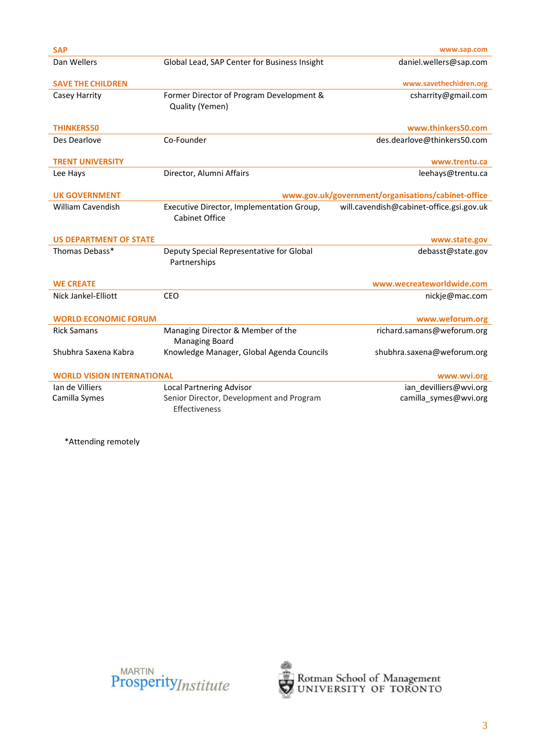| | | |
|---|---|---|
| **SAP** | | **www.sap.com** |
| Dan Wellers | Global Lead, SAP Center for Business Insight | daniel.wellers@sap.com |
| **SAVE THE CHILDREN** | | **www.savethechidren.org** |
| Casey Harrity | Former Director of Program Development & Quality (Yemen) | csharrity@gmail.com |
| **THINKERS50** | | **www.thinkers50.com** |
| Des Dearlove | Co-Founder | des.dearlove@thinkers50.com |
| **TRENT UNIVERSITY** | | **www.trentu.ca** |
| Lee Hays | Director, Alumni Affairs | leehays@trentu.ca |
| **UK GOVERNMENT** | | **www.gov.uk/government/organisations/cabinet-office** |
| William Cavendish | Executive Director, Implementation Group, Cabinet Office | will.cavendish@cabinet-office.gsi.gov.uk |
| **US DEPARTMENT OF STATE** | | **www.state.gov** |
| Thomas Debass* | Deputy Special Representative for Global Partnerships | debasst@state.gov |
| **WE CREATE** | | **www.wecreateworldwide.com** |
| Nick Jankel-Elliott | CEO | nickje@mac.com |
| **WORLD ECONOMIC FORUM** | | **www.weforum.org** |
| Rick Samans | Managing Director & Member of the Managing Board | richard.samans@weforum.org |
| Shubhra Saxena Kabra | Knowledge Manager, Global Agenda Councils | shubhra.saxena@weforum.org |
| **WORLD VISION INTERNATIONAL** | | **www.wvi.org** |
| Ian de Villiers | Local Partnering Advisor | ian_devilliers@wvi.org |
| Camilla Symes | Senior Director, Development and Program Effectiveness | camilla_symes@wvi.org |

*Attending remotely

MARTIN Prosperity Institute

Rotman School of Management UNIVERSITY OF TORONTO